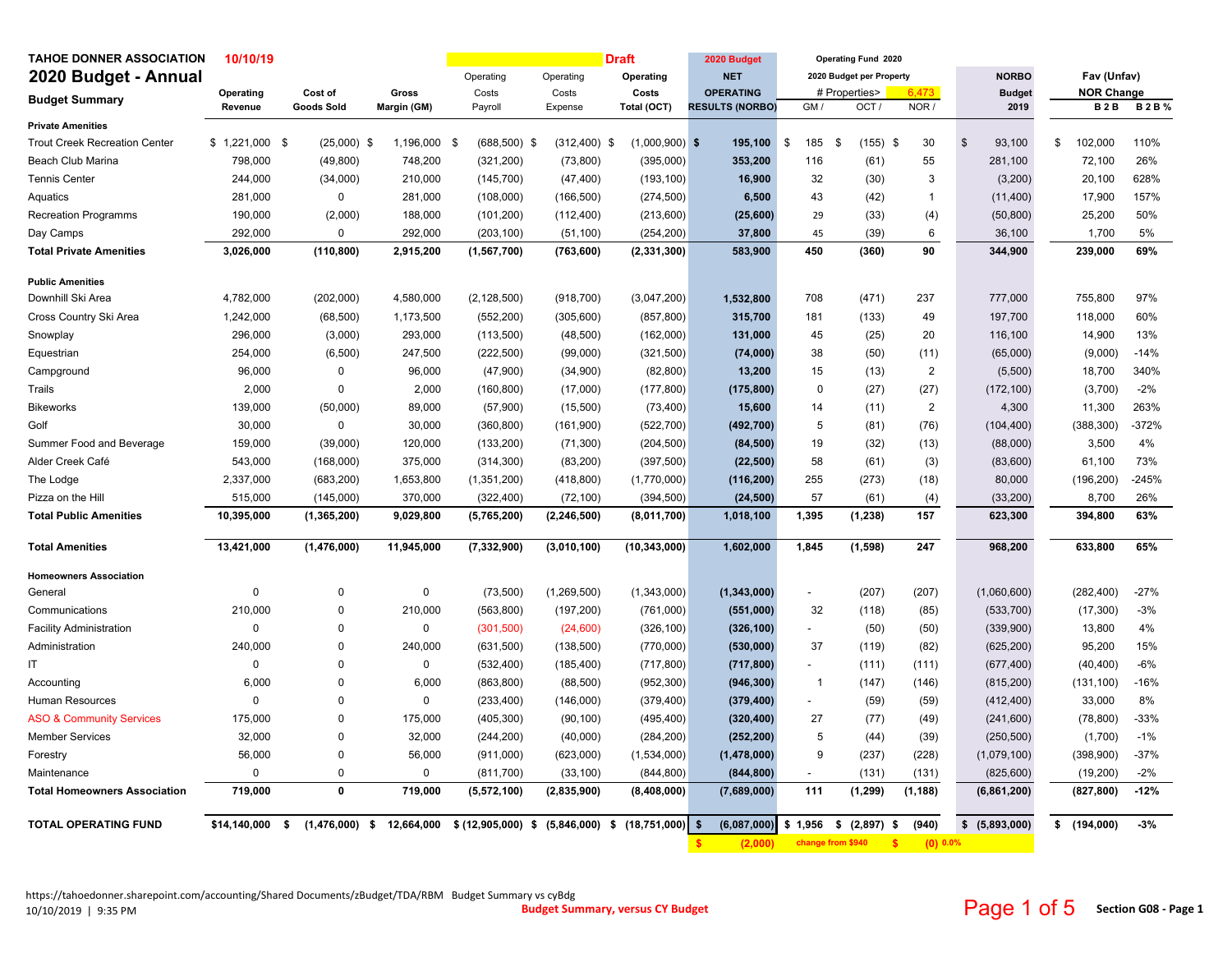**TAHOE DONNER ASSOCIATION** 10/10/19

# 2020 Budget - Annual

**Budget Summary**

Draft

| | Operating Revenue | Cost of Goods Sold | Gross Margin (GM) | Operating Costs Payroll | Operating Costs Expense | Operating Costs Total (OCT) | 2020 Budget NET OPERATING RESULTS (NORBO) | Operating Fund 2020 — 2020 Budget per Property — # Properties> 6,473 — GM / | OCT / | NOR / | NORBO Budget 2019 | Fav (Unfav) NOR Change B 2 B | B 2 B % |
|---|---|---|---|---|---|---|---|---|---|---|---|---|---|
| **Private Amenities** | | | | | | | | | | | | | |
| Trout Creek Recreation Center | $ 1,221,000 | $ (25,000) | $ 1,196,000 | $ (688,500) | $ (312,400) | $ (1,000,900) | $ **195,100** | $ 185 | $ (155) | $ 30 | $ 93,100 | $ 102,000 | 110% |
| Beach Club Marina | 798,000 | (49,800) | 748,200 | (321,200) | (73,800) | (395,000) | **353,200** | 116 | (61) | 55 | 281,100 | 72,100 | 26% |
| Tennis Center | 244,000 | (34,000) | 210,000 | (145,700) | (47,400) | (193,100) | **16,900** | 32 | (30) | 3 | (3,200) | 20,100 | 628% |
| Aquatics | 281,000 | 0 | 281,000 | (108,000) | (166,500) | (274,500) | **6,500** | 43 | (42) | 1 | (11,400) | 17,900 | 157% |
| Recreation Programms | 190,000 | (2,000) | 188,000 | (101,200) | (112,400) | (213,600) | **(25,600)** | 29 | (33) | (4) | (50,800) | 25,200 | 50% |
| Day Camps | 292,000 | 0 | 292,000 | (203,100) | (51,100) | (254,200) | **37,800** | 45 | (39) | 6 | 36,100 | 1,700 | 5% |
| **Total Private Amenities** | **3,026,000** | **(110,800)** | **2,915,200** | **(1,567,700)** | **(763,600)** | **(2,331,300)** | **583,900** | **450** | **(360)** | **90** | **344,900** | **239,000** | **69%** |
| **Public Amenities** | | | | | | | | | | | | | |
| Downhill Ski Area | 4,782,000 | (202,000) | 4,580,000 | (2,128,500) | (918,700) | (3,047,200) | **1,532,800** | 708 | (471) | 237 | 777,000 | 755,800 | 97% |
| Cross Country Ski Area | 1,242,000 | (68,500) | 1,173,500 | (552,200) | (305,600) | (857,800) | **315,700** | 181 | (133) | 49 | 197,700 | 118,000 | 60% |
| Snowplay | 296,000 | (3,000) | 293,000 | (113,500) | (48,500) | (162,000) | **131,000** | 45 | (25) | 20 | 116,100 | 14,900 | 13% |
| Equestrian | 254,000 | (6,500) | 247,500 | (222,500) | (99,000) | (321,500) | **(74,000)** | 38 | (50) | (11) | (65,000) | (9,000) | -14% |
| Campground | 96,000 | 0 | 96,000 | (47,900) | (34,900) | (82,800) | **13,200** | 15 | (13) | 2 | (5,500) | 18,700 | 340% |
| Trails | 2,000 | 0 | 2,000 | (160,800) | (17,000) | (177,800) | **(175,800)** | 0 | (27) | (27) | (172,100) | (3,700) | -2% |
| Bikeworks | 139,000 | (50,000) | 89,000 | (57,900) | (15,500) | (73,400) | **15,600** | 14 | (11) | 2 | 4,300 | 11,300 | 263% |
| Golf | 30,000 | 0 | 30,000 | (360,800) | (161,900) | (522,700) | **(492,700)** | 5 | (81) | (76) | (104,400) | (388,300) | -372% |
| Summer Food and Beverage | 159,000 | (39,000) | 120,000 | (133,200) | (71,300) | (204,500) | **(84,500)** | 19 | (32) | (13) | (88,000) | 3,500 | 4% |
| Alder Creek Café | 543,000 | (168,000) | 375,000 | (314,300) | (83,200) | (397,500) | **(22,500)** | 58 | (61) | (3) | (83,600) | 61,100 | 73% |
| The Lodge | 2,337,000 | (683,200) | 1,653,800 | (1,351,200) | (418,800) | (1,770,000) | **(116,200)** | 255 | (273) | (18) | 80,000 | (196,200) | -245% |
| Pizza on the Hill | 515,000 | (145,000) | 370,000 | (322,400) | (72,100) | (394,500) | **(24,500)** | 57 | (61) | (4) | (33,200) | 8,700 | 26% |
| **Total Public Amenities** | **10,395,000** | **(1,365,200)** | **9,029,800** | **(5,765,200)** | **(2,246,500)** | **(8,011,700)** | **1,018,100** | **1,395** | **(1,238)** | **157** | **623,300** | **394,800** | **63%** |
| **Total Amenities** | **13,421,000** | **(1,476,000)** | **11,945,000** | **(7,332,900)** | **(3,010,100)** | **(10,343,000)** | **1,602,000** | **1,845** | **(1,598)** | **247** | **968,200** | **633,800** | **65%** |
| **Homeowners Association** | | | | | | | | | | | | | |
| General | 0 | 0 | 0 | (73,500) | (1,269,500) | (1,343,000) | **(1,343,000)** | - | (207) | (207) | (1,060,600) | (282,400) | -27% |
| Communications | 210,000 | 0 | 210,000 | (563,800) | (197,200) | (761,000) | **(551,000)** | 32 | (118) | (85) | (533,700) | (17,300) | -3% |
| Facility Administration | 0 | 0 | 0 | (301,500) | (24,600) | (326,100) | **(326,100)** | - | (50) | (50) | (339,900) | 13,800 | 4% |
| Administration | 240,000 | 0 | 240,000 | (631,500) | (138,500) | (770,000) | **(530,000)** | 37 | (119) | (82) | (625,200) | 95,200 | 15% |
| IT | 0 | 0 | 0 | (532,400) | (185,400) | (717,800) | **(717,800)** | - | (111) | (111) | (677,400) | (40,400) | -6% |
| Accounting | 6,000 | 0 | 6,000 | (863,800) | (88,500) | (952,300) | **(946,300)** | 1 | (147) | (146) | (815,200) | (131,100) | -16% |
| Human Resources | 0 | 0 | 0 | (233,400) | (146,000) | (379,400) | **(379,400)** | - | (59) | (59) | (412,400) | 33,000 | 8% |
| ASO & Community Services | 175,000 | 0 | 175,000 | (405,300) | (90,100) | (495,400) | **(320,400)** | 27 | (77) | (49) | (241,600) | (78,800) | -33% |
| Member Services | 32,000 | 0 | 32,000 | (244,200) | (40,000) | (284,200) | **(252,200)** | 5 | (44) | (39) | (250,500) | (1,700) | -1% |
| Forestry | 56,000 | 0 | 56,000 | (911,000) | (623,000) | (1,534,000) | **(1,478,000)** | 9 | (237) | (228) | (1,079,100) | (398,900) | -37% |
| Maintenance | 0 | 0 | 0 | (811,700) | (33,100) | (844,800) | **(844,800)** | - | (131) | (131) | (825,600) | (19,200) | -2% |
| **Total Homeowners Association** | **719,000** | **0** | **719,000** | **(5,572,100)** | **(2,835,900)** | **(8,408,000)** | **(7,689,000)** | **111** | **(1,299)** | **(1,188)** | **(6,861,200)** | **(827,800)** | **-12%** |
| **TOTAL OPERATING FUND** | **$14,140,000** | **$ (1,476,000)** | **$ 12,664,000** | **$ (12,905,000)** | **$ (5,846,000)** | **$ (18,751,000)** | **$ (6,087,000)** | **$ 1,956** | **$ (2,897)** | **$ (940)** | **$ (5,893,000)** | **$ (194,000)** | **-3%** |
| | | | | | | | $ (2,000) | change from $940 | | $ (0) 0.0% | | | |

https://tahoedonner.sharepoint.com/accounting/Shared Documents/zBudget/TDA/RBM Budget Summary vs cyBdg
10/10/2019 | 9:35 PM

Budget Summary, versus CY Budget

Section G08 - Page 1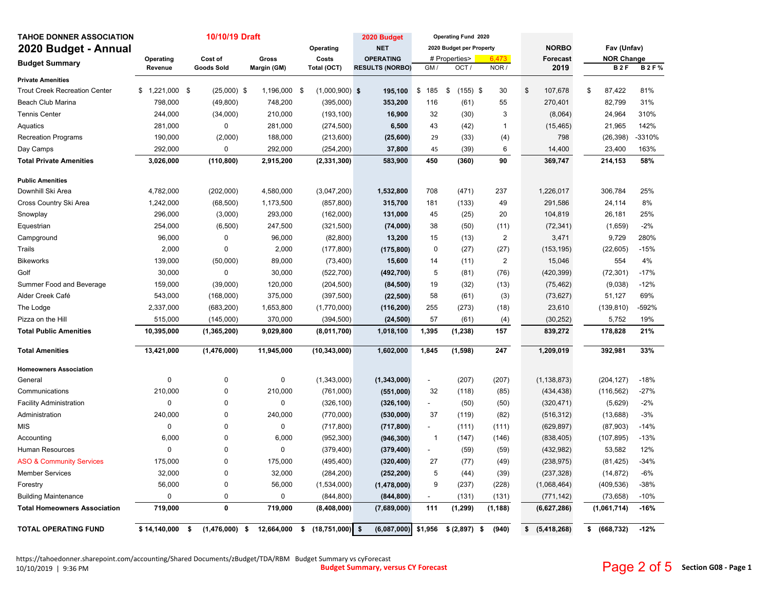**TAHOE DONNER ASSOCIATION** 10/10/19 Draft

# 2020 Budget - Annual

**Budget Summary**

| | Operating Revenue | Cost of Goods Sold | Gross Margin (GM) | Operating Costs Total (OCT) | 2020 Budget NET OPERATING RESULTS (NORBO) | Operating Fund 2020 2020 Budget per Property # Properties> 6,473 GM / | OCT / | NOR / | NORBO Forecast 2019 | Fav (Unfav) NOR Change B 2 F | B 2 F % |
|---|---|---|---|---|---|---|---|---|---|---|---|
| **Private Amenities** | | | | | | | | | | | |
| Trout Creek Recreation Center | $ 1,221,000 | $ (25,000) | $ 1,196,000 | $ (1,000,900) | $ **195,100** | $ 185 | $ (155) | $ 30 | $ 107,678 | $ 87,422 | 81% |
| Beach Club Marina | 798,000 | (49,800) | 748,200 | (395,000) | **353,200** | 116 | (61) | 55 | 270,401 | 82,799 | 31% |
| Tennis Center | 244,000 | (34,000) | 210,000 | (193,100) | **16,900** | 32 | (30) | 3 | (8,064) | 24,964 | 310% |
| Aquatics | 281,000 | 0 | 281,000 | (274,500) | **6,500** | 43 | (42) | 1 | (15,465) | 21,965 | 142% |
| Recreation Programs | 190,000 | (2,000) | 188,000 | (213,600) | **(25,600)** | 29 | (33) | (4) | 798 | (26,398) | -3310% |
| Day Camps | 292,000 | 0 | 292,000 | (254,200) | **37,800** | 45 | (39) | 6 | 14,400 | 23,400 | 163% |
| **Total Private Amenities** | **3,026,000** | **(110,800)** | **2,915,200** | **(2,331,300)** | **583,900** | **450** | **(360)** | **90** | **369,747** | **214,153** | **58%** |
| **Public Amenities** | | | | | | | | | | | |
| Downhill Ski Area | 4,782,000 | (202,000) | 4,580,000 | (3,047,200) | **1,532,800** | 708 | (471) | 237 | 1,226,017 | 306,784 | 25% |
| Cross Country Ski Area | 1,242,000 | (68,500) | 1,173,500 | (857,800) | **315,700** | 181 | (133) | 49 | 291,586 | 24,114 | 8% |
| Snowplay | 296,000 | (3,000) | 293,000 | (162,000) | **131,000** | 45 | (25) | 20 | 104,819 | 26,181 | 25% |
| Equestrian | 254,000 | (6,500) | 247,500 | (321,500) | **(74,000)** | 38 | (50) | (11) | (72,341) | (1,659) | -2% |
| Campground | 96,000 | 0 | 96,000 | (82,800) | **13,200** | 15 | (13) | 2 | 3,471 | 9,729 | 280% |
| Trails | 2,000 | 0 | 2,000 | (177,800) | **(175,800)** | 0 | (27) | (27) | (153,195) | (22,605) | -15% |
| Bikeworks | 139,000 | (50,000) | 89,000 | (73,400) | **15,600** | 14 | (11) | 2 | 15,046 | 554 | 4% |
| Golf | 30,000 | 0 | 30,000 | (522,700) | **(492,700)** | 5 | (81) | (76) | (420,399) | (72,301) | -17% |
| Summer Food and Beverage | 159,000 | (39,000) | 120,000 | (204,500) | **(84,500)** | 19 | (32) | (13) | (75,462) | (9,038) | -12% |
| Alder Creek Café | 543,000 | (168,000) | 375,000 | (397,500) | **(22,500)** | 58 | (61) | (3) | (73,627) | 51,127 | 69% |
| The Lodge | 2,337,000 | (683,200) | 1,653,800 | (1,770,000) | **(116,200)** | 255 | (273) | (18) | 23,610 | (139,810) | -592% |
| Pizza on the Hill | 515,000 | (145,000) | 370,000 | (394,500) | **(24,500)** | 57 | (61) | (4) | (30,252) | 5,752 | 19% |
| **Total Public Amenities** | **10,395,000** | **(1,365,200)** | **9,029,800** | **(8,011,700)** | **1,018,100** | **1,395** | **(1,238)** | **157** | **839,272** | **178,828** | **21%** |
| **Total Amenities** | **13,421,000** | **(1,476,000)** | **11,945,000** | **(10,343,000)** | **1,602,000** | **1,845** | **(1,598)** | **247** | **1,209,019** | **392,981** | **33%** |
| **Homeowners Association** | | | | | | | | | | | |
| General | 0 | 0 | 0 | (1,343,000) | **(1,343,000)** | - | (207) | (207) | (1,138,873) | (204,127) | -18% |
| Communications | 210,000 | 0 | 210,000 | (761,000) | **(551,000)** | 32 | (118) | (85) | (434,438) | (116,562) | -27% |
| Facility Administration | 0 | 0 | 0 | (326,100) | **(326,100)** | - | (50) | (50) | (320,471) | (5,629) | -2% |
| Administration | 240,000 | 0 | 240,000 | (770,000) | **(530,000)** | 37 | (119) | (82) | (516,312) | (13,688) | -3% |
| MIS | 0 | 0 | 0 | (717,800) | **(717,800)** | - | (111) | (111) | (629,897) | (87,903) | -14% |
| Accounting | 6,000 | 0 | 6,000 | (952,300) | **(946,300)** | 1 | (147) | (146) | (838,405) | (107,895) | -13% |
| Human Resources | 0 | 0 | 0 | (379,400) | **(379,400)** | - | (59) | (59) | (432,982) | 53,582 | 12% |
| ASO & Community Services | 175,000 | 0 | 175,000 | (495,400) | **(320,400)** | 27 | (77) | (49) | (238,975) | (81,425) | -34% |
| Member Services | 32,000 | 0 | 32,000 | (284,200) | **(252,200)** | 5 | (44) | (39) | (237,328) | (14,872) | -6% |
| Forestry | 56,000 | 0 | 56,000 | (1,534,000) | **(1,478,000)** | 9 | (237) | (228) | (1,068,464) | (409,536) | -38% |
| Building Maintenance | 0 | 0 | 0 | (844,800) | **(844,800)** | - | (131) | (131) | (771,142) | (73,658) | -10% |
| **Total Homeowners Association** | **719,000** | **0** | **719,000** | **(8,408,000)** | **(7,689,000)** | **111** | **(1,299)** | **(1,188)** | **(6,627,286)** | **(1,061,714)** | **-16%** |
| **TOTAL OPERATING FUND** | **$ 14,140,000** | **$ (1,476,000)** | **$ 12,664,000** | **$ (18,751,000)** | **$ (6,087,000)** | **$1,956** | **$ (2,897)** | **$ (940)** | **$ (5,418,268)** | **$ (668,732)** | **-12%** |

https://tahoedonner.sharepoint.com/accounting/Shared Documents/zBudget/TDA/RBM Budget Summary vs cyForecast
10/10/2019 | 9:36 PM

Budget Summary, versus CY Forecast

Section G08 - Page 1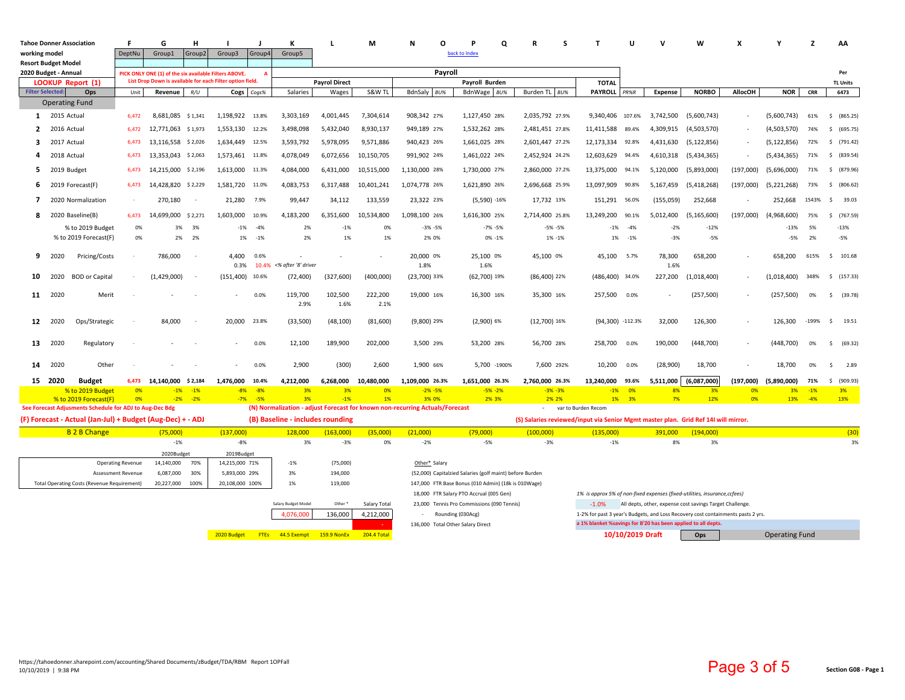**Tahoe Donner Association**
**working model**
**Resort Budget Model**
**2020 Budget - Annual**

**LOOKUP Report (1)**

PICK ONLY ONE (1) of the six available Filters ABOVE. A
List Drop Down is available for each Filter option field.

Filter Selected: **Ops**

back to Index

| | F | G | H | I | J | K | L | M | N | O | P | Q | R | S | T | U | V | W | X | Y | Z | AA |
|---|---|---|---|---|---|---|---|---|---|---|---|---|---|---|---|---|---|---|---|---|---|---|
| | DeptNu | Group1 | Group2 | Group3 | Group4 | Group5 | | | | | | | | | | | | | | | | |
| | | | | | | | | | Payroll | | | | | | | | | | | | | |
| | | | | | | | Payrol Direct | | | | Payroll Burden | | | | TOTAL | | | | | | | Per TL Units |
| Operating Fund | Unit | Revenue | R/U | Cogs | Cogs% | Salaries | Wages | S&W TL | BdnSaly | BU% | BdnWage | BU% | Burden TL | BU% | PAYROLL | PR%R | Expense | NORBO | AllocOH | NOR | CRR | 6473 |
| 1 2015 Actual | 6,472 | 8,681,085 | $1,341 | 1,198,922 | 13.8% | 3,303,169 | 4,001,445 | 7,304,614 | 908,342 | 27% | 1,127,450 | 28% | 2,035,792 | 27.9% | 9,340,406 | 107.6% | 3,742,500 | (5,600,743) | - | (5,600,743) | 61% | $ (865.25) |
| 2 2016 Actual | 6,472 | 12,771,063 | $1,973 | 1,553,130 | 12.2% | 3,498,098 | 5,432,040 | 8,930,137 | 949,189 | 27% | 1,532,262 | 28% | 2,481,451 | 27.8% | 11,411,588 | 89.4% | 4,309,915 | (4,503,570) | - | (4,503,570) | 74% | $ (695.75) |
| 3 2017 Actual | 6,473 | 13,116,558 | $2,026 | 1,634,449 | 12.5% | 3,593,792 | 5,978,095 | 9,571,886 | 940,423 | 26% | 1,661,025 | 28% | 2,601,447 | 27.2% | 12,173,334 | 92.8% | 4,431,630 | (5,122,856) | - | (5,122,856) | 72% | $ (791.42) |
| 4 2018 Actual | 6,473 | 13,353,043 | $2,063 | 1,573,461 | 11.8% | 4,078,049 | 6,072,656 | 10,150,705 | 991,902 | 24% | 1,461,022 | 24% | 2,452,924 | 24.2% | 12,603,629 | 94.4% | 4,610,318 | (5,434,365) | - | (5,434,365) | 71% | $ (839.54) |
| 5 2019 Budget | 6,473 | 14,215,000 | $2,196 | 1,613,000 | 11.3% | 4,084,000 | 6,431,000 | 10,515,000 | 1,130,000 | 28% | 1,730,000 | 27% | 2,860,000 | 27.2% | 13,375,000 | 94.1% | 5,120,000 | (5,893,000) | (197,000) | (5,696,000) | 71% | $ (879.96) |
| 6 2019 Forecast(F) | 6,473 | 14,428,820 | $2,229 | 1,581,720 | 11.0% | 4,083,753 | 6,317,488 | 10,401,241 | 1,074,778 | 26% | 1,621,890 | 26% | 2,696,668 | 25.9% | 13,097,909 | 90.8% | 5,167,459 | (5,418,268) | (197,000) | (5,221,268) | 73% | $ (806.62) |
| 7 2020 Normalization | - | 270,180 | - | 21,280 | 7.9% | 99,447 | 34,112 | 133,559 | 23,322 | 23% | (5,590) | -16% | 17,732 | 13% | 151,291 | 56.0% | (155,059) | 252,668 | - | 252,668 | 1543% | $ 39.03 |
| 8 2020 Baseline(B) | 6,473 | 14,699,000 | $2,271 | 1,603,000 | 10.9% | 4,183,200 | 6,351,600 | 10,534,800 | 1,098,100 | 26% | 1,616,300 | 25% | 2,714,400 | 25.8% | 13,249,200 | 90.1% | 5,012,400 | (5,165,600) | (197,000) | (4,968,600) | 75% | $ (767.59) |
| % to 2019 Budget | 0% | 3% | 3% | -1% | -4% | 2% | -1% | 0% | -3% | -5% | -7% | -5% | -5% | -5% | -1% | -4% | -2% | -12% | | -13% | 5% | -13% |
| % to 2019 Forecast(F) | 0% | 2% | 2% | 1% | -1% | 2% | 1% | 1% | 2% | 0% | 0% | -1% | 1% | -1% | 1% | -1% | -3% | -5% | | -5% | 2% | -5% |
| 9 2020 Pricing/Costs | - | 786,000 | - | 4,400 / 0.3% | 0.6% / 10.4% | - <% after '8' driver | - | - | 20,000 / 1.8% | 0% | 25,100 / 1.6% | 0% | 45,100 | 0% | 45,100 | 5.7% | 78,300 / 1.6% | 658,200 | - | 658,200 | 615% | $ 101.68 |
| 10 2020 BOD or Capital | - | (1,429,000) | - | (151,400) | 10.6% | (72,400) | (327,600) | (400,000) | (23,700) | 33% | (62,700) | 19% | (86,400) | 22% | (486,400) | 34.0% | 227,200 | (1,018,400) | - | (1,018,400) | 348% | $ (157.33) |
| 11 2020 Merit | - | - | - | - | 0.0% | 119,700 / 2.9% | 102,500 / 1.6% | 222,200 / 2.1% | 19,000 | 16% | 16,300 | 16% | 35,300 | 16% | 257,500 | 0.0% | - | (257,500) | - | (257,500) | 0% | $ (39.78) |
| 12 2020 Ops/Strategic | - | 84,000 | - | 20,000 | 23.8% | (33,500) | (48,100) | (81,600) | (9,800) | 29% | (2,900) | 6% | (12,700) | 16% | (94,300) | -112.3% | 32,000 | 126,300 | - | 126,300 | -199% | $ 19.51 |
| 13 2020 Regulatory | - | - | - | - | 0.0% | 12,100 | 189,900 | 202,000 | 3,500 | 29% | 53,200 | 28% | 56,700 | 28% | 258,700 | 0.0% | 190,000 | (448,700) | - | (448,700) | 0% | $ (69.32) |
| 14 2020 Other | - | - | - | - | 0.0% | 2,900 | (300) | 2,600 | 1,900 | 66% | 5,700 | -1900% | 7,600 | 292% | 10,200 | 0.0% | (28,900) | 18,700 | - | 18,700 | 0% | $ 2.89 |
| **15 2020 Budget** | **6,473** | **14,140,000** | **$2,184** | **1,476,000** | **10.4%** | **4,212,000** | **6,268,000** | **10,480,000** | **1,109,000** | **26.3%** | **1,651,000** | **26.3%** | **2,760,000** | **26.3%** | **13,240,000** | **93.6%** | **5,511,000** | **(6,087,000)** | **(197,000)** | **(5,890,000)** | **71%** | **$ (909.93)** |
| % to 2019 Budget | 0% | -1% | -1% | -8% | -8% | 3% | 3% | 0% | -2% | -5% | -5% | -2% | -3% | -3% | -1% | 0% | 8% | 3% | 0% | 3% | -1% | 3% |
| % to 2019 Forecast(F) | 0% | -2% | -2% | -7% | -5% | 3% | -1% | 1% | 3% | 0% | 2% | 3% | 2% | 2% | 1% | 3% | 7% | 12% | 0% | 13% | -4% | 13% |

See Forecast Adjustments Schedule for ADJ to Aug-Dec Bdg

**(F) Forecast - Actual (Jan-Jul) + Budget (Aug-Dec) + - ADJ**

(N) Normalization - adjust Forecast for known non-recurring Actuals/Forecast

**(B) Baseline - includes rounding**

- var to Burden Recom

**(S) Salaries reviewed/input via Senior Mgmt master plan. Grid Ref 14I will mirror.**

| | Revenue | Cogs | Salaries | Wages | S&W TL | BdnSaly | BdnWage | Burden TL | TOTAL PAYROLL | Expense | NORBO | Per TL Units |
|---|---|---|---|---|---|---|---|---|---|---|---|---|
| B 2 B Change | (75,000) | (137,000) | 128,000 | (163,000) | (35,000) | (21,000) | (79,000) | (100,000) | (135,000) | 391,000 | (194,000) | (30) |
| | -1% | -8% | 3% | -3% | 0% | -2% | -5% | -3% | -1% | 8% | 3% | 3% |

| | 2020Budget | | 2019Budget | | | |
|---|---|---|---|---|---|---|
| Operating Revenue | 14,140,000 | 70% | 14,215,000 | 71% | -1% | (75,000) |
| Assessment Revenue | 6,087,000 | 30% | 5,893,000 | 29% | 3% | 194,000 |
| Total Operating Costs (Revenue Requirement) | 20,227,000 | 100% | 20,108,000 | 100% | 1% | 119,000 |

| Salary Budget Model | Other * | Salary Total |
|---|---|---|
| 4,076,000 | 136,000 | 4,212,000 |
| | | - |

Other* Salary
(52,000) Capitalzied Salaries (golf maint) before Burden
147,000 FTR Base Bonus (010 Admin) (18k is 010Wage)
18,000 FTR Salary PTO Accrual (005 Gen)
23,000 Tennis Pro Commissions (090 Tennis)
- Rounding (030Acg)
136,000 Total Other Salary Direct

*1% is approx 5% of non-fixed expenses (fixed-utilities, insurance,ccfees)*

-1.0% All depts, other, expense cost savings Target Challenge.

1-2% for past 3 year's Budgets, and Loss Recovery cost containments pasts 2 yrs.

a 1% blanket %savings for B'20 has been applied to all depts.

| 2020 Budget | FTEs | 44.5 Exempt | 159.9 NonEx | 204.4 Total |
|---|---|---|---|---|

**10/10/2019 Draft** | **Ops** | Operating Fund

https://tahoedonner.sharepoint.com/accounting/Shared Documents/zBudget/TDA/RBM Report 1OPFall
10/10/2019 | 9:38 PM

**Section G08 - Page 1**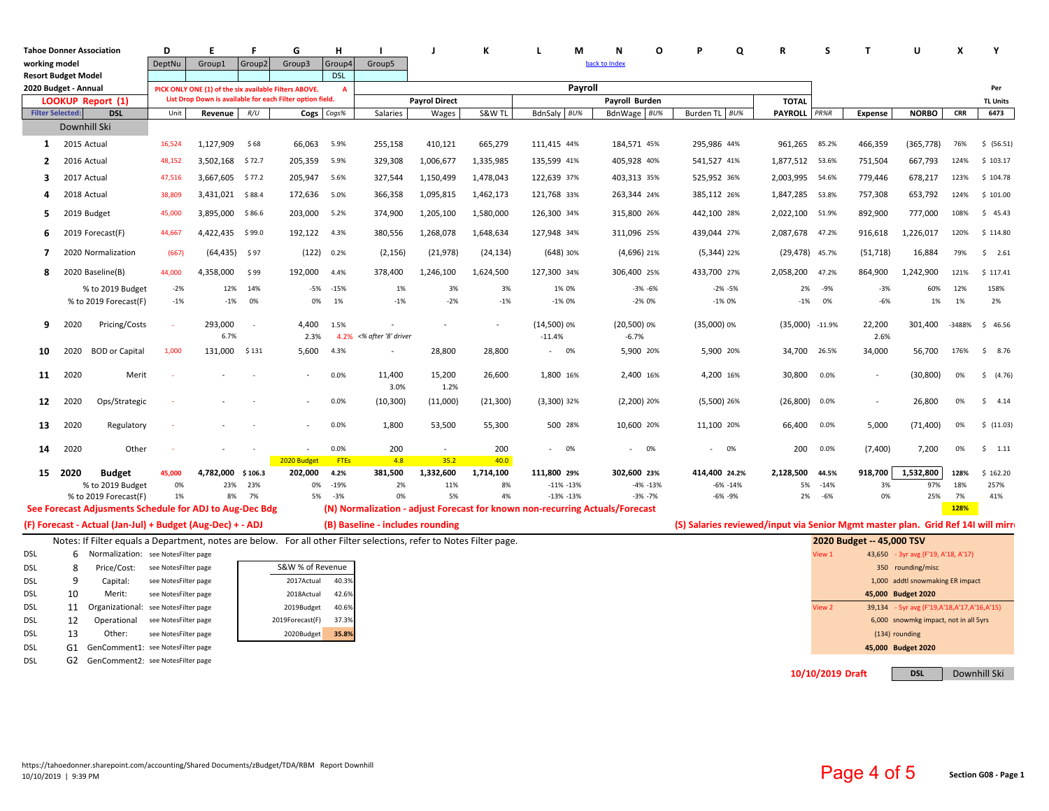**Tahoe Donner Association**
working model
Resort Budget Model
2020 Budget - Annual

| | D | E | F | G | H | I |
|---|---|---|---|---|---|---|
| | DeptNu | Group1 | Group2 | Group3 | Group4 | Group5 |
| | | | | | DSL | |

PICK ONLY ONE (1) of the six available Filters ABOVE. A
List Drop Down is available for each Filter option field.

LOOKUP Report (1)
Filter Selected: DSL

back to Index

**Downhill Ski**

| # | | D Unit | E Revenue | F R/U | G Cogs | H Cogs% | I Salaries | J Wages | K S&W TL | L BdnSaly | M BU% | N BdnWage | O BU% | P Burden TL | Q BU% | R TOTAL PAYROLL | S PR%R | T Expense | U NORBO | X CRR | Y Per TL Units 6473 |
|---|---|---|---|---|---|---|---|---|---|---|---|---|---|---|---|---|---|---|---|---|---|
| | | | | | | | Payroll Direct | | | Payroll Burden | | | | | | | | | | | |
| 1 | 2015 Actual | 16,524 | 1,127,909 | $ 68 | 66,063 | 5.9% | 255,158 | 410,121 | 665,279 | 111,415 | 44% | 184,571 | 45% | 295,986 | 44% | 961,265 | 85.2% | 466,359 | (365,778) | 76% | $ (56.51) |
| 2 | 2016 Actual | 48,152 | 3,502,168 | $ 72.7 | 205,359 | 5.9% | 329,308 | 1,006,677 | 1,335,985 | 135,599 | 41% | 405,928 | 40% | 541,527 | 41% | 1,877,512 | 53.6% | 751,504 | 667,793 | 124% | $ 103.17 |
| 3 | 2017 Actual | 47,516 | 3,667,605 | $ 77.2 | 205,947 | 5.6% | 327,544 | 1,150,499 | 1,478,043 | 122,639 | 37% | 403,313 | 35% | 525,952 | 36% | 2,003,995 | 54.6% | 779,446 | 678,217 | 123% | $ 104.78 |
| 4 | 2018 Actual | 38,809 | 3,431,021 | $ 88.4 | 172,636 | 5.0% | 366,358 | 1,095,815 | 1,462,173 | 121,768 | 33% | 263,344 | 24% | 385,112 | 26% | 1,847,285 | 53.8% | 757,308 | 653,792 | 124% | $ 101.00 |
| 5 | 2019 Budget | 45,000 | 3,895,000 | $ 86.6 | 203,000 | 5.2% | 374,900 | 1,205,100 | 1,580,000 | 126,300 | 34% | 315,800 | 26% | 442,100 | 28% | 2,022,100 | 51.9% | 892,900 | 777,000 | 108% | $ 45.43 |
| 6 | 2019 Forecast(F) | 44,667 | 4,422,435 | $ 99.0 | 192,122 | 4.3% | 380,556 | 1,268,078 | 1,648,634 | 127,948 | 34% | 311,096 | 25% | 439,044 | 27% | 2,087,678 | 47.2% | 916,618 | 1,226,017 | 120% | $ 114.80 |
| 7 | 2020 Normalization | (667) | (64,435) | $ 97 | (122) | 0.2% | (2,156) | (21,978) | (24,134) | (648) | 30% | (4,696) | 21% | (5,344) | 22% | (29,478) | 45.7% | (51,718) | 16,884 | 79% | $ 2.61 |
| 8 | 2020 Baseline(B) | 44,000 | 4,358,000 | $ 99 | 192,000 | 4.4% | 378,400 | 1,246,100 | 1,624,500 | 127,300 | 34% | 306,400 | 25% | 433,700 | 27% | 2,058,200 | 47.2% | 864,900 | 1,242,900 | 121% | $ 117.41 |
| | % to 2019 Budget | -2% | 12% | 14% | -5% | -15% | 1% | 3% | 3% | 1% | 0% | -3% | -6% | -2% | -5% | 2% | -9% | -3% | 60% | 12% | 158% |
| | % to 2019 Forecast(F) | -1% | -1% | 0% | 0% | 1% | -1% | -2% | -1% | -1% | 0% | -2% | 0% | -1% | 0% | -1% | 0% | -6% | 1% | 1% | 2% |
| 9 | 2020 Pricing/Costs | - | 293,000 / 6.7% | - | 4,400 / 2.3% | 1.5% / 4.2% | - <% after '8' driver | - | - | (14,500) / -11.4% | 0% | (20,500) / -6.7% | 0% | (35,000) | 0% | (35,000) | -11.9% | 22,200 / 2.6% | 301,400 | -3488% | $ 46.56 |
| 10 | 2020 BOD or Capital | 1,000 | 131,000 | $ 131 | 5,600 | 4.3% | - | 28,800 | 28,800 | - | 0% | 5,900 | 20% | 5,900 | 20% | 34,700 | 26.5% | 34,000 | 56,700 | 176% | $ 8.76 |
| 11 | 2020 Merit | - | - | - | - | 0.0% | 11,400 / 3.0% | 15,200 / 1.2% | 26,600 | 1,800 | 16% | 2,400 | 16% | 4,200 | 16% | 30,800 | 0.0% | - | (30,800) | 0% | $ (4.76) |
| 12 | 2020 Ops/Strategic | - | - | - | - | 0.0% | (10,300) | (11,000) | (21,300) | (3,300) | 32% | (2,200) | 20% | (5,500) | 26% | (26,800) | 0.0% | - | 26,800 | 0% | $ 4.14 |
| 13 | 2020 Regulatory | - | - | - | - | 0.0% | 1,800 | 53,500 | 55,300 | 500 | 28% | 10,600 | 20% | 11,100 | 20% | 66,400 | 0.0% | 5,000 | (71,400) | 0% | $ (11.03) |
| 14 | 2020 Other | - | - | - | - | 0.0% | 200 | - | 200 | - | 0% | - | 0% | - | 0% | 200 | 0.0% | (7,400) | 7,200 | 0% | $ 1.11 |
| | | | | | 2020 Budget | FTEs | 4.8 | 35.2 | 40.0 | | | | | | | | | | | | |
| 15 | **2020 Budget** | **45,000** | **4,782,000** | **$ 106.3** | **202,000** | **4.2%** | **381,500** | **1,332,600** | **1,714,100** | **111,800** | **29%** | **302,600** | **23%** | **414,400** | **24.2%** | **2,128,500** | **44.5%** | **918,700** | **1,532,800** | **128%** | **$ 162.20** |
| | % to 2019 Budget | 0% | 23% | 23% | 0% | -19% | 2% | 11% | 8% | -11% | -13% | -4% | -13% | -6% | -14% | 5% | -14% | 3% | 97% | 18% | 257% |
| | % to 2019 Forecast(F) | 1% | 8% | 7% | 5% | -3% | 0% | 5% | 4% | -13% | -13% | -3% | -7% | -6% | -9% | 2% | -6% | 0% | 25% | 7% | 41% |
| | | | | | | | | | | | | | | | | | | | | 128% | |

See Forecast Adjusments Schedule for ADJ to Aug-Dec Bdg
(N) Normalization - adjust Forecast for known non-recurring Actuals/Forecast
(F) Forecast - Actual (Jan-Jul) + Budget (Aug-Dec) + - ADJ
(B) Baseline - includes rounding
(S) Salaries reviewed/input via Senior Mgmt master plan. Grid Ref 14I will mirr

Notes: If Filter equals a Department, notes are below. For all other Filter selections, refer to Notes Filter page.

| | | | |
|---|---|---|---|
| DSL | 6 | Normalization: | see NotesFilter page |
| DSL | 8 | Price/Cost: | see NotesFilter page |
| DSL | 9 | Capital: | see NotesFilter page |
| DSL | 10 | Merit: | see NotesFilter page |
| DSL | 11 | Organizational: | see NotesFilter page |
| DSL | 12 | Operational | see NotesFilter page |
| DSL | 13 | Other: | see NotesFilter page |
| DSL | G1 | GenComment1: | see NotesFilter page |
| DSL | G2 | GenComment2: | see NotesFilter page |

| S&W % of Revenue | |
|---|---|
| 2017Actual | 40.3% |
| 2018Actual | 42.6% |
| 2019Budget | 40.6% |
| 2019Forecast(F) | 37.3% |
| 2020Budget | 35.8% |

**2020 Budget -- 45,000 TSV**

| | | |
|---|---|---|
| View 1 | 43,650 | - 3yr avg (F'19, A'18, A'17) |
| | 350 | rounding/misc |
| | 1,000 | addtl snowmaking ER impact |
| | **45,000** | **Budget 2020** |
| View 2 | 39,134 | - 5yr avg (F'19,A'18,A'17,A'16,A'15) |
| | 6,000 | snowmkg impact, not in all 5yrs |
| | (134) | rounding |
| | **45,000** | **Budget 2020** |

**10/10/2019 Draft** | DSL | Downhill Ski

https://tahoedonner.sharepoint.com/accounting/Shared Documents/zBudget/TDA/RBM Report Downhill
10/10/2019 | 9:39 PM

Section G08 - Page 1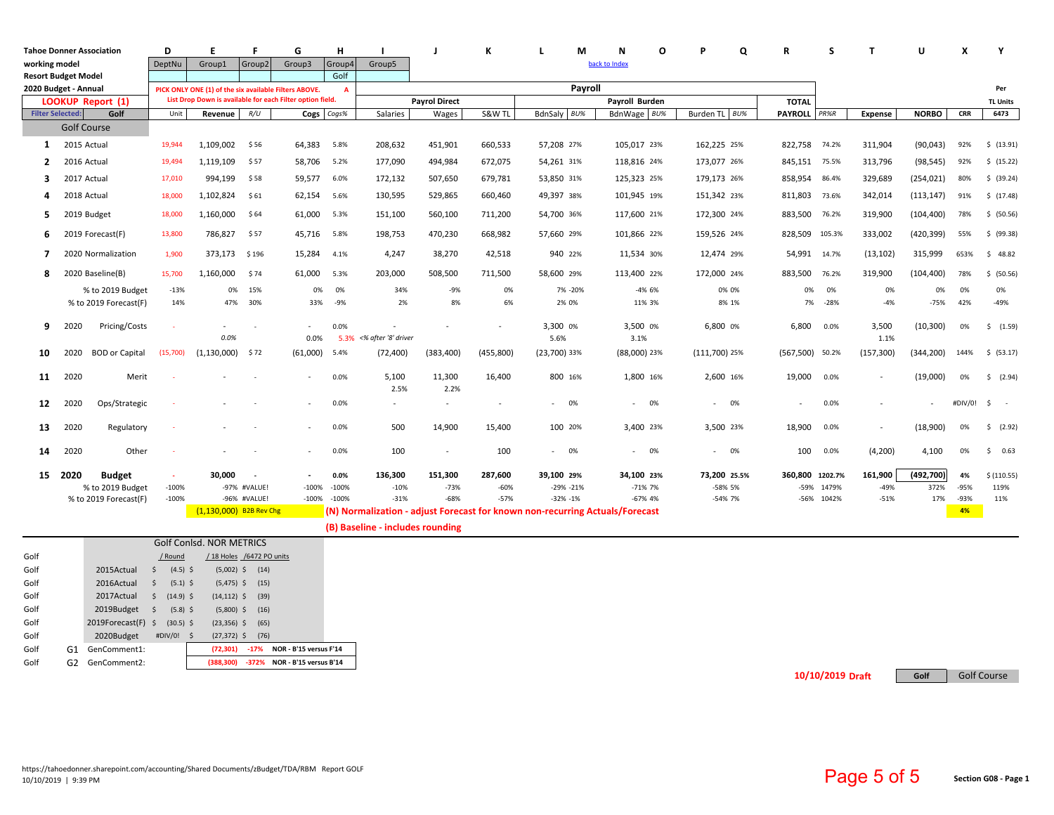**Tahoe Donner Association**
working model
Resort Budget Model
2020 Budget - Annual

**LOOKUP Report (1)**

Filter Selected: Golf

PICK ONLY ONE (1) of the six available Filters ABOVE. List Drop Down is available for each Filter option field.

back to Index

| | | D | E | F | G | H | I | J | K | L | M | N | O | P | Q | R | S | T | U | X | Y |
|---|---|---|---|---|---|---|---|---|---|---|---|---|---|---|---|---|---|---|---|---|---|
| | | DeptNu | Group1 | Group2 | Group3 | Group4 | Group5 | | | | | | | | | | | | | | |
| | | | | | | Golf | | | | | | | | | | | | | | | |
| | | | | | | A | Payroll | | | | | | | | | | | | | | Per |
| | | | | | | | | Payrol Direct | | | | Payroll Burden | | | | TOTAL | | | | | TL Units |
| | Golf | Unit | Revenue | R/U | Cogs | Cogs% | Salaries | Wages | S&W TL | BdnSaly | BU% | BdnWage | BU% | Burden TL | BU% | PAYROLL | PR%R | Expense | NORBO | CRR | 6473 |
| | Golf Course | | | | | | | | | | | | | | | | | | | | |
| 1 | 2015 Actual | 19,944 | 1,109,002 | $ 56 | 64,383 | 5.8% | 208,632 | 451,901 | 660,533 | 57,208 | 27% | 105,017 | 23% | 162,225 | 25% | 822,758 | 74.2% | 311,904 | (90,043) | 92% | $ (13.91) |
| 2 | 2016 Actual | 19,494 | 1,119,109 | $ 57 | 58,706 | 5.2% | 177,090 | 494,984 | 672,075 | 54,261 | 31% | 118,816 | 24% | 173,077 | 26% | 845,151 | 75.5% | 313,796 | (98,545) | 92% | $ (15.22) |
| 3 | 2017 Actual | 17,010 | 994,199 | $ 58 | 59,577 | 6.0% | 172,132 | 507,650 | 679,781 | 53,850 | 31% | 125,323 | 25% | 179,173 | 26% | 858,954 | 86.4% | 329,689 | (254,021) | 80% | $ (39.24) |
| 4 | 2018 Actual | 18,000 | 1,102,824 | $ 61 | 62,154 | 5.6% | 130,595 | 529,865 | 660,460 | 49,397 | 38% | 101,945 | 19% | 151,342 | 23% | 811,803 | 73.6% | 342,014 | (113,147) | 91% | $ (17.48) |
| 5 | 2019 Budget | 18,000 | 1,160,000 | $ 64 | 61,000 | 5.3% | 151,100 | 560,100 | 711,200 | 54,700 | 36% | 117,600 | 21% | 172,300 | 24% | 883,500 | 76.2% | 319,900 | (104,400) | 78% | $ (50.56) |
| 6 | 2019 Forecast(F) | 13,800 | 786,827 | $ 57 | 45,716 | 5.8% | 198,753 | 470,230 | 668,982 | 57,660 | 29% | 101,866 | 22% | 159,526 | 24% | 828,509 | 105.3% | 333,002 | (420,399) | 55% | $ (99.38) |
| 7 | 2020 Normalization | 1,900 | 373,173 | $ 196 | 15,284 | 4.1% | 4,247 | 38,270 | 42,518 | 940 | 22% | 11,534 | 30% | 12,474 | 29% | 54,991 | 14.7% | (13,102) | 315,999 | 653% | $ 48.82 |
| 8 | 2020 Baseline(B) | 15,700 | 1,160,000 | $ 74 | 61,000 | 5.3% | 203,000 | 508,500 | 711,500 | 58,600 | 29% | 113,400 | 22% | 172,000 | 24% | 883,500 | 76.2% | 319,900 | (104,400) | 78% | $ (50.56) |
| | % to 2019 Budget | -13% | 0% | 15% | 0% | 0% | 34% | -9% | 0% | 7% | -20% | -4% | 6% | 0% | 0% | 0% | 0% | 0% | 0% | 0% | 0% |
| | % to 2019 Forecast(F) | 14% | 47% | 30% | 33% | -9% | 2% | 8% | 6% | 2% | 0% | 11% | 3% | 8% | 1% | 7% | -28% | -4% | -75% | 42% | -49% |
| 9 | 2020 Pricing/Costs | - | - | - | - | 0.0% | - | - | - | 3,300 | 0% | 3,500 | 0% | 6,800 | 0% | 6,800 | 0.0% | 3,500 | (10,300) | 0% | $ (1.59) |
| | | | 0.0% | | 0.0% | 5.3% | <% after '8' driver | | | 5.6% | | 3.1% | | | | | | 1.1% | | | |
| 10 | 2020 BOD or Capital | (15,700) | (1,130,000) | $ 72 | (61,000) | 5.4% | (72,400) | (383,400) | (455,800) | (23,700) | 33% | (88,000) | 23% | (111,700) | 25% | (567,500) | 50.2% | (157,300) | (344,200) | 144% | $ (53.17) |
| 11 | 2020 Merit | - | - | - | - | 0.0% | 5,100 | 11,300 | 16,400 | 800 | 16% | 1,800 | 16% | 2,600 | 16% | 19,000 | 0.0% | - | (19,000) | 0% | $ (2.94) |
| | | | | | | | 2.5% | 2.2% | | | | | | | | | | | | | |
| 12 | 2020 Ops/Strategic | - | - | - | - | 0.0% | - | - | - | - | 0% | - | 0% | - | 0% | - | 0.0% | - | - | #DIV/0! | $ - |
| 13 | 2020 Regulatory | - | - | - | - | 0.0% | 500 | 14,900 | 15,400 | 100 | 20% | 3,400 | 23% | 3,500 | 23% | 18,900 | 0.0% | - | (18,900) | 0% | $ (2.92) |
| 14 | 2020 Other | - | - | - | - | 0.0% | 100 | - | 100 | - | 0% | - | 0% | - | 0% | 100 | 0.0% | (4,200) | 4,100 | 0% | $ 0.63 |
| 15 | **2020 Budget** | - | **30,000** | - | - | **0.0%** | **136,300** | **151,300** | **287,600** | **39,100** | **29%** | **34,100** | **23%** | **73,200** | **25.5%** | **360,800** | **1202.7%** | **161,900** | **(492,700)** | **4%** | **$ (110.55)** |
| | % to 2019 Budget | -100% | -97% | #VALUE! | -100% | -100% | -10% | -73% | -60% | -29% | -21% | -71% | 7% | -58% | 5% | -59% | 1479% | -49% | 372% | -95% | 119% |
| | % to 2019 Forecast(F) | -100% | -96% | #VALUE! | -100% | -100% | -31% | -68% | -57% | -32% | -1% | -67% | 4% | -54% | 7% | -56% | 1042% | -51% | 17% | -93% | 11% |
| | | | (1,130,000) | B2B Rev Chg | | | | | | | | | | | | | | | | 4% | |

**(N) Normalization - adjust Forecast for known non-recurring Actuals/Forecast**

**(B) Baseline - includes rounding**

Golf Conlsd. NOR METRICS

| | | | / Round | / 18 Holes | /6472 PO units |
|---|---|---|---|---|---|
| Golf | | 2015Actual | $ (4.5) | $ (5,002) | $ (14) |
| Golf | | 2016Actual | $ (5.1) | $ (5,475) | $ (15) |
| Golf | | 2017Actual | $ (14.9) | $ (14,112) | $ (39) |
| Golf | | 2019Budget | $ (5.8) | $ (5,800) | $ (16) |
| Golf | | 2019Forecast(F) | $ (30.5) | $ (23,356) | $ (65) |
| Golf | | 2020Budget | #DIV/0! | $ (27,372) | $ (76) |
| Golf | G1 | GenComment1: | (72,301) | -17% | NOR - B'15 versus F'14 |
| Golf | G2 | GenComment2: | (388,300) | -372% | NOR - B'15 versus B'14 |

**10/10/2019 Draft** Golf Golf Course

https://tahoedonner.sharepoint.com/accounting/Shared Documents/zBudget/TDA/RBM Report GOLF
10/10/2019 | 9:39 PM

Section G08 - Page 1